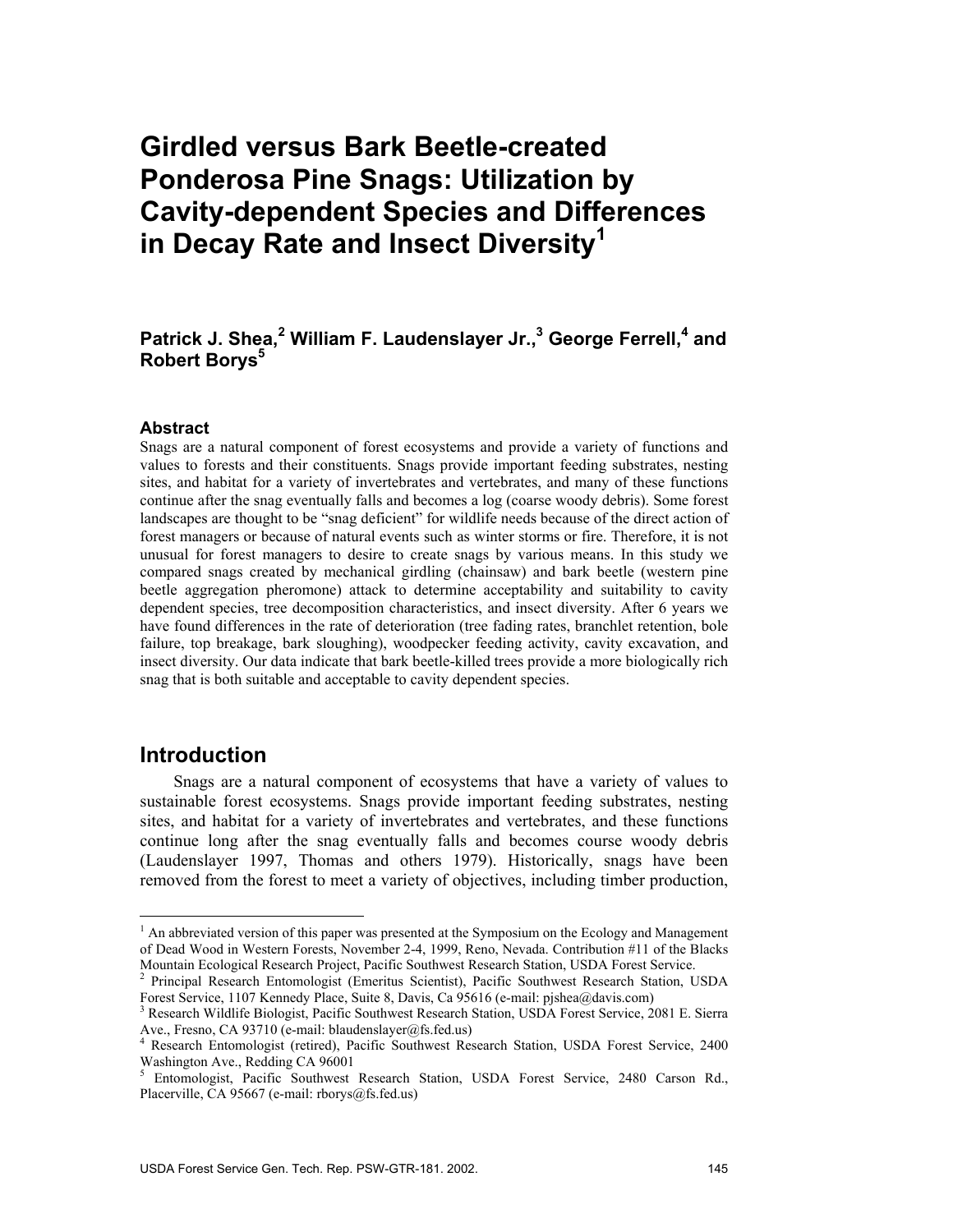# Girdled versus Bark Beetle-created Ponderosa Pine Snags: Utilization by Cavity-dependent Species and Differences in Decay Rate and Insect Diversity[1]

**Patrick J. Shea,[2] William F. Laudenslayer Jr.,[3] George Ferrell,[4] and Robert Borys[5]**

### Abstract

Snags are a natural component of forest ecosystems and provide a variety of functions and values to forests and their constituents. Snags provide important feeding substrates, nesting sites, and habitat for a variety of invertebrates and vertebrates, and many of these functions continue after the snag eventually falls and becomes a log (coarse woody debris). Some forest landscapes are thought to be "snag deficient" for wildlife needs because of the direct action of forest managers or because of natural events such as winter storms or fire. Therefore, it is not unusual for forest managers to desire to create snags by various means. In this study we compared snags created by mechanical girdling (chainsaw) and bark beetle (western pine beetle aggregation pheromone) attack to determine acceptability and suitability to cavity dependent species, tree decomposition characteristics, and insect diversity. After 6 years we have found differences in the rate of deterioration (tree fading rates, branchlet retention, bole failure, top breakage, bark sloughing), woodpecker feeding activity, cavity excavation, and insect diversity. Our data indicate that bark beetle-killed trees provide a more biologically rich snag that is both suitable and acceptable to cavity dependent species.

## Introduction

Snags are a natural component of ecosystems that have a variety of values to sustainable forest ecosystems. Snags provide important feeding substrates, nesting sites, and habitat for a variety of invertebrates and vertebrates, and these functions continue long after the snag eventually falls and becomes course woody debris (Laudenslayer 1997, Thomas and others 1979). Historically, snags have been removed from the forest to meet a variety of objectives, including timber production,

---

[1] An abbreviated version of this paper was presented at the Symposium on the Ecology and Management of Dead Wood in Western Forests, November 2-4, 1999, Reno, Nevada. Contribution #11 of the Blacks Mountain Ecological Research Project, Pacific Southwest Research Station, USDA Forest Service.

[2] Principal Research Entomologist (Emeritus Scientist), Pacific Southwest Research Station, USDA Forest Service, 1107 Kennedy Place, Suite 8, Davis, Ca 95616 (e-mail: pjshea@davis.com)

[3] Research Wildlife Biologist, Pacific Southwest Research Station, USDA Forest Service, 2081 E. Sierra Ave., Fresno, CA 93710 (e-mail: blaudenslayer@fs.fed.us)

[4] Research Entomologist (retired), Pacific Southwest Research Station, USDA Forest Service, 2400 Washington Ave., Redding CA 96001

[5] Entomologist, Pacific Southwest Research Station, USDA Forest Service, 2480 Carson Rd., Placerville, CA 95667 (e-mail: rborys@fs.fed.us)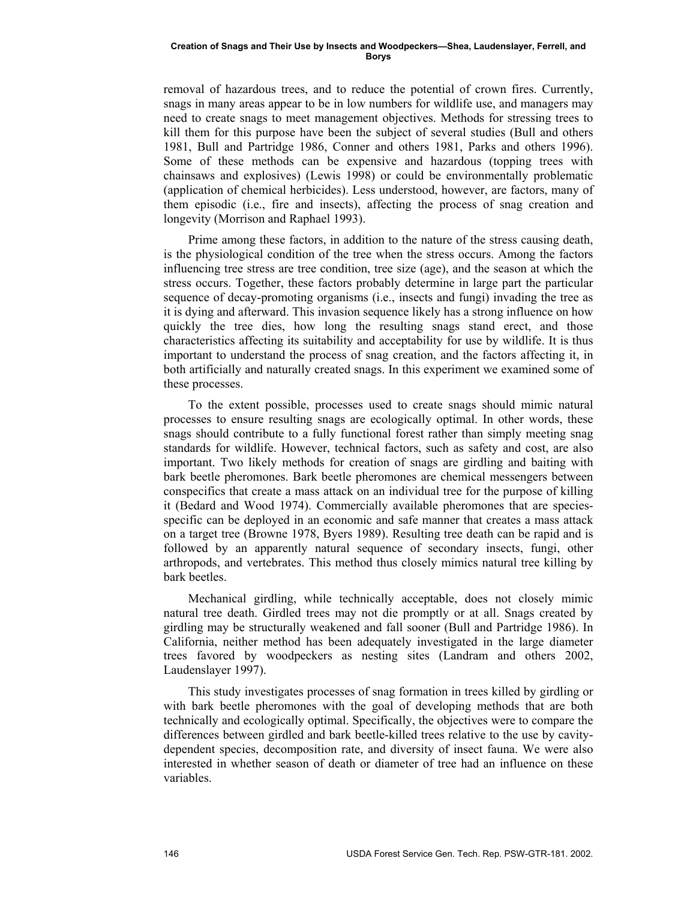removal of hazardous trees, and to reduce the potential of crown fires. Currently, snags in many areas appear to be in low numbers for wildlife use, and managers may need to create snags to meet management objectives. Methods for stressing trees to kill them for this purpose have been the subject of several studies (Bull and others 1981, Bull and Partridge 1986, Conner and others 1981, Parks and others 1996). Some of these methods can be expensive and hazardous (topping trees with chainsaws and explosives) (Lewis 1998) or could be environmentally problematic (application of chemical herbicides). Less understood, however, are factors, many of them episodic (i.e., fire and insects), affecting the process of snag creation and longevity (Morrison and Raphael 1993).

Prime among these factors, in addition to the nature of the stress causing death, is the physiological condition of the tree when the stress occurs. Among the factors influencing tree stress are tree condition, tree size (age), and the season at which the stress occurs. Together, these factors probably determine in large part the particular sequence of decay-promoting organisms (i.e., insects and fungi) invading the tree as it is dying and afterward. This invasion sequence likely has a strong influence on how quickly the tree dies, how long the resulting snags stand erect, and those characteristics affecting its suitability and acceptability for use by wildlife. It is thus important to understand the process of snag creation, and the factors affecting it, in both artificially and naturally created snags. In this experiment we examined some of these processes.

To the extent possible, processes used to create snags should mimic natural processes to ensure resulting snags are ecologically optimal. In other words, these snags should contribute to a fully functional forest rather than simply meeting snag standards for wildlife. However, technical factors, such as safety and cost, are also important. Two likely methods for creation of snags are girdling and baiting with bark beetle pheromones. Bark beetle pheromones are chemical messengers between conspecifics that create a mass attack on an individual tree for the purpose of killing it (Bedard and Wood 1974). Commercially available pheromones that are species-specific can be deployed in an economic and safe manner that creates a mass attack on a target tree (Browne 1978, Byers 1989). Resulting tree death can be rapid and is followed by an apparently natural sequence of secondary insects, fungi, other arthropods, and vertebrates. This method thus closely mimics natural tree killing by bark beetles.

Mechanical girdling, while technically acceptable, does not closely mimic natural tree death. Girdled trees may not die promptly or at all. Snags created by girdling may be structurally weakened and fall sooner (Bull and Partridge 1986). In California, neither method has been adequately investigated in the large diameter trees favored by woodpeckers as nesting sites (Landram and others 2002, Laudenslayer 1997).

This study investigates processes of snag formation in trees killed by girdling or with bark beetle pheromones with the goal of developing methods that are both technically and ecologically optimal. Specifically, the objectives were to compare the differences between girdled and bark beetle-killed trees relative to the use by cavity-dependent species, decomposition rate, and diversity of insect fauna. We were also interested in whether season of death or diameter of tree had an influence on these variables.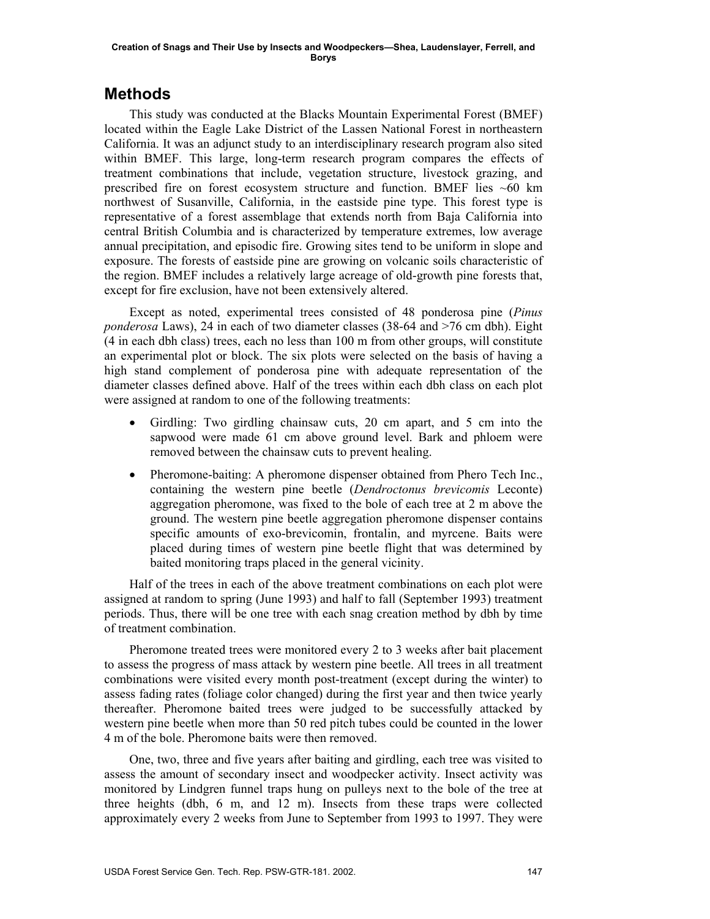## Methods

This study was conducted at the Blacks Mountain Experimental Forest (BMEF) located within the Eagle Lake District of the Lassen National Forest in northeastern California. It was an adjunct study to an interdisciplinary research program also sited within BMEF. This large, long-term research program compares the effects of treatment combinations that include, vegetation structure, livestock grazing, and prescribed fire on forest ecosystem structure and function. BMEF lies ~60 km northwest of Susanville, California, in the eastside pine type. This forest type is representative of a forest assemblage that extends north from Baja California into central British Columbia and is characterized by temperature extremes, low average annual precipitation, and episodic fire. Growing sites tend to be uniform in slope and exposure. The forests of eastside pine are growing on volcanic soils characteristic of the region. BMEF includes a relatively large acreage of old-growth pine forests that, except for fire exclusion, have not been extensively altered.

Except as noted, experimental trees consisted of 48 ponderosa pine (*Pinus ponderosa* Laws), 24 in each of two diameter classes (38-64 and >76 cm dbh). Eight (4 in each dbh class) trees, each no less than 100 m from other groups, will constitute an experimental plot or block. The six plots were selected on the basis of having a high stand complement of ponderosa pine with adequate representation of the diameter classes defined above. Half of the trees within each dbh class on each plot were assigned at random to one of the following treatments:

- Girdling: Two girdling chainsaw cuts, 20 cm apart, and 5 cm into the sapwood were made 61 cm above ground level. Bark and phloem were removed between the chainsaw cuts to prevent healing.
- Pheromone-baiting: A pheromone dispenser obtained from Phero Tech Inc., containing the western pine beetle (*Dendroctonus brevicomis* Leconte) aggregation pheromone, was fixed to the bole of each tree at 2 m above the ground. The western pine beetle aggregation pheromone dispenser contains specific amounts of exo-brevicomin, frontalin, and myrcene. Baits were placed during times of western pine beetle flight that was determined by baited monitoring traps placed in the general vicinity.

Half of the trees in each of the above treatment combinations on each plot were assigned at random to spring (June 1993) and half to fall (September 1993) treatment periods. Thus, there will be one tree with each snag creation method by dbh by time of treatment combination.

Pheromone treated trees were monitored every 2 to 3 weeks after bait placement to assess the progress of mass attack by western pine beetle. All trees in all treatment combinations were visited every month post-treatment (except during the winter) to assess fading rates (foliage color changed) during the first year and then twice yearly thereafter. Pheromone baited trees were judged to be successfully attacked by western pine beetle when more than 50 red pitch tubes could be counted in the lower 4 m of the bole. Pheromone baits were then removed.

One, two, three and five years after baiting and girdling, each tree was visited to assess the amount of secondary insect and woodpecker activity. Insect activity was monitored by Lindgren funnel traps hung on pulleys next to the bole of the tree at three heights (dbh, 6 m, and 12 m). Insects from these traps were collected approximately every 2 weeks from June to September from 1993 to 1997. They were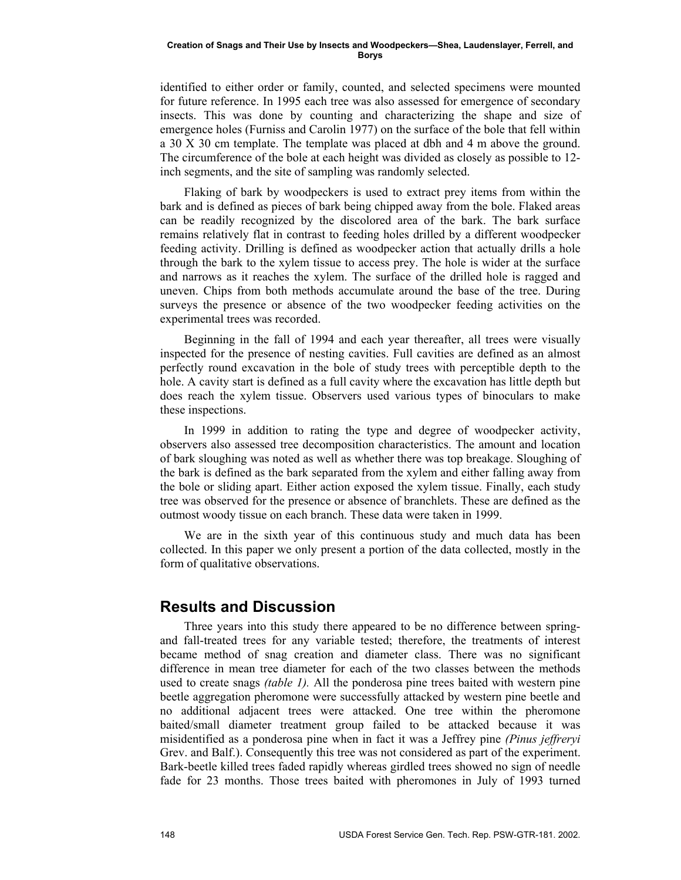identified to either order or family, counted, and selected specimens were mounted for future reference. In 1995 each tree was also assessed for emergence of secondary insects. This was done by counting and characterizing the shape and size of emergence holes (Furniss and Carolin 1977) on the surface of the bole that fell within a 30 X 30 cm template. The template was placed at dbh and 4 m above the ground. The circumference of the bole at each height was divided as closely as possible to 12-inch segments, and the site of sampling was randomly selected.

Flaking of bark by woodpeckers is used to extract prey items from within the bark and is defined as pieces of bark being chipped away from the bole. Flaked areas can be readily recognized by the discolored area of the bark. The bark surface remains relatively flat in contrast to feeding holes drilled by a different woodpecker feeding activity. Drilling is defined as woodpecker action that actually drills a hole through the bark to the xylem tissue to access prey. The hole is wider at the surface and narrows as it reaches the xylem. The surface of the drilled hole is ragged and uneven. Chips from both methods accumulate around the base of the tree. During surveys the presence or absence of the two woodpecker feeding activities on the experimental trees was recorded.

Beginning in the fall of 1994 and each year thereafter, all trees were visually inspected for the presence of nesting cavities. Full cavities are defined as an almost perfectly round excavation in the bole of study trees with perceptible depth to the hole. A cavity start is defined as a full cavity where the excavation has little depth but does reach the xylem tissue. Observers used various types of binoculars to make these inspections.

In 1999 in addition to rating the type and degree of woodpecker activity, observers also assessed tree decomposition characteristics. The amount and location of bark sloughing was noted as well as whether there was top breakage. Sloughing of the bark is defined as the bark separated from the xylem and either falling away from the bole or sliding apart. Either action exposed the xylem tissue. Finally, each study tree was observed for the presence or absence of branchlets. These are defined as the outmost woody tissue on each branch. These data were taken in 1999.

We are in the sixth year of this continuous study and much data has been collected. In this paper we only present a portion of the data collected, mostly in the form of qualitative observations.

## Results and Discussion

Three years into this study there appeared to be no difference between spring- and fall-treated trees for any variable tested; therefore, the treatments of interest became method of snag creation and diameter class. There was no significant difference in mean tree diameter for each of the two classes between the methods used to create snags *(table 1).* All the ponderosa pine trees baited with western pine beetle aggregation pheromone were successfully attacked by western pine beetle and no additional adjacent trees were attacked. One tree within the pheromone baited/small diameter treatment group failed to be attacked because it was misidentified as a ponderosa pine when in fact it was a Jeffrey pine *(Pinus jeffreryi* Grev. and Balf.). Consequently this tree was not considered as part of the experiment. Bark-beetle killed trees faded rapidly whereas girdled trees showed no sign of needle fade for 23 months. Those trees baited with pheromones in July of 1993 turned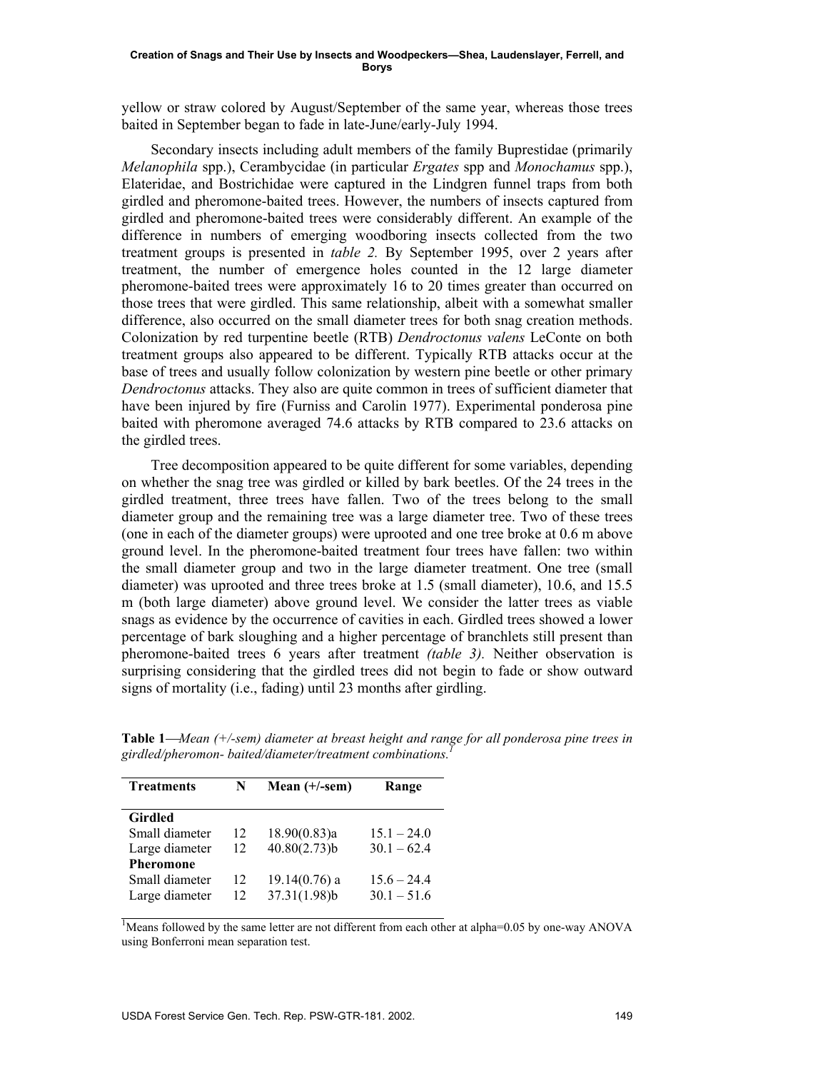yellow or straw colored by August/September of the same year, whereas those trees baited in September began to fade in late-June/early-July 1994.

Secondary insects including adult members of the family Buprestidae (primarily *Melanophila* spp.), Cerambycidae (in particular *Ergates* spp and *Monochamus* spp.), Elateridae, and Bostrichidae were captured in the Lindgren funnel traps from both girdled and pheromone-baited trees. However, the numbers of insects captured from girdled and pheromone-baited trees were considerably different. An example of the difference in numbers of emerging woodboring insects collected from the two treatment groups is presented in *table 2.* By September 1995, over 2 years after treatment, the number of emergence holes counted in the 12 large diameter pheromone-baited trees were approximately 16 to 20 times greater than occurred on those trees that were girdled. This same relationship, albeit with a somewhat smaller difference, also occurred on the small diameter trees for both snag creation methods. Colonization by red turpentine beetle (RTB) *Dendroctonus valens* LeConte on both treatment groups also appeared to be different. Typically RTB attacks occur at the base of trees and usually follow colonization by western pine beetle or other primary *Dendroctonus* attacks. They also are quite common in trees of sufficient diameter that have been injured by fire (Furniss and Carolin 1977). Experimental ponderosa pine baited with pheromone averaged 74.6 attacks by RTB compared to 23.6 attacks on the girdled trees.

Tree decomposition appeared to be quite different for some variables, depending on whether the snag tree was girdled or killed by bark beetles. Of the 24 trees in the girdled treatment, three trees have fallen. Two of the trees belong to the small diameter group and the remaining tree was a large diameter tree. Two of these trees (one in each of the diameter groups) were uprooted and one tree broke at 0.6 m above ground level. In the pheromone-baited treatment four trees have fallen: two within the small diameter group and two in the large diameter treatment. One tree (small diameter) was uprooted and three trees broke at 1.5 (small diameter), 10.6, and 15.5 m (both large diameter) above ground level. We consider the latter trees as viable snags as evidence by the occurrence of cavities in each. Girdled trees showed a lower percentage of bark sloughing and a higher percentage of branchlets still present than pheromone-baited trees 6 years after treatment *(table 3).* Neither observation is surprising considering that the girdled trees did not begin to fade or show outward signs of mortality (i.e., fading) until 23 months after girdling.

**Table 1**—*Mean (+/-sem) diameter at breast height and range for all ponderosa pine trees in girdled/pheromon- baited/diameter/treatment combinations.*[1]

| Treatments | N | Mean (+/-sem) | Range |
|---|---|---|---|
| **Girdled** | | | |
| Small diameter | 12 | 18.90(0.83)a | 15.1 – 24.0 |
| Large diameter | 12 | 40.80(2.73)b | 30.1 – 62.4 |
| **Pheromone** | | | |
| Small diameter | 12 | 19.14(0.76) a | 15.6 – 24.4 |
| Large diameter | 12 | 37.31(1.98)b | 30.1 – 51.6 |

[1]Means followed by the same letter are not different from each other at alpha=0.05 by one-way ANOVA using Bonferroni mean separation test.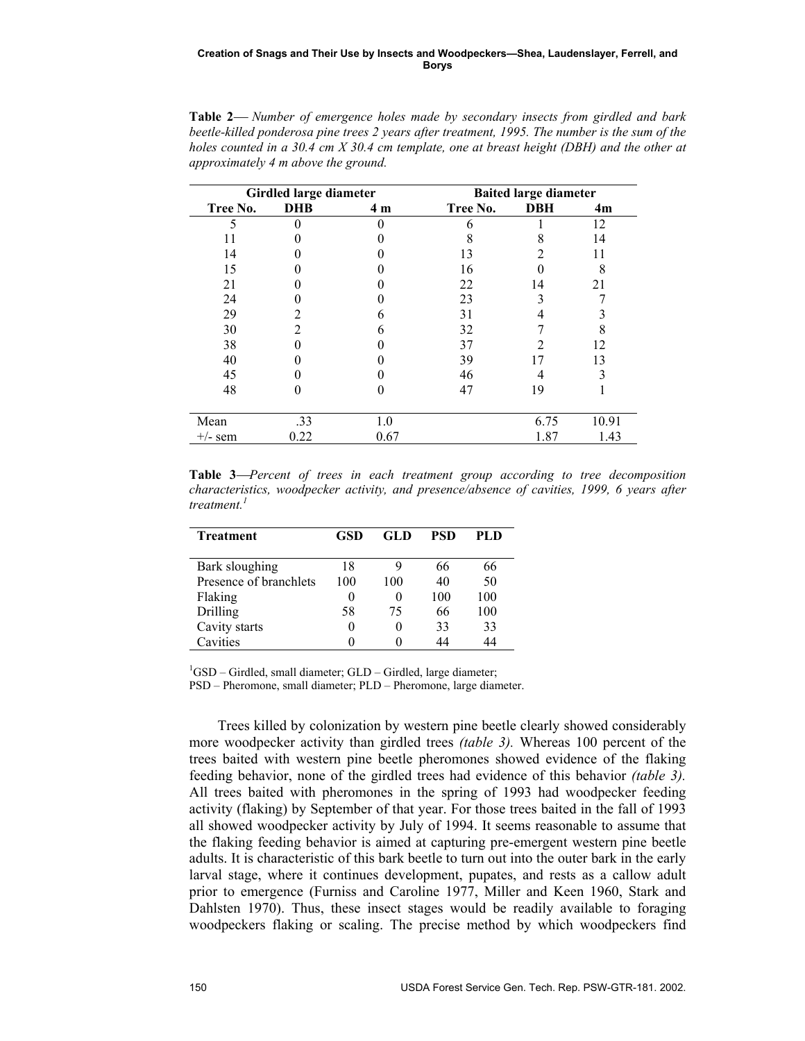**Table 2**— *Number of emergence holes made by secondary insects from girdled and bark beetle-killed ponderosa pine trees 2 years after treatment, 1995. The number is the sum of the holes counted in a 30.4 cm X 30.4 cm template, one at breast height (DBH) and the other at approximately 4 m above the ground.*

| Girdled large diameter | | | Baited large diameter | | |
|---|---|---|---|---|---|
| Tree No. | DHB | 4 m | Tree No. | DBH | 4m |
| 5 | 0 | 0 | 6 | 1 | 12 |
| 11 | 0 | 0 | 8 | 8 | 14 |
| 14 | 0 | 0 | 13 | 2 | 11 |
| 15 | 0 | 0 | 16 | 0 | 8 |
| 21 | 0 | 0 | 22 | 14 | 21 |
| 24 | 0 | 0 | 23 | 3 | 7 |
| 29 | 2 | 6 | 31 | 4 | 3 |
| 30 | 2 | 6 | 32 | 7 | 8 |
| 38 | 0 | 0 | 37 | 2 | 12 |
| 40 | 0 | 0 | 39 | 17 | 13 |
| 45 | 0 | 0 | 46 | 4 | 3 |
| 48 | 0 | 0 | 47 | 19 | 1 |
| Mean | .33 | 1.0 | | 6.75 | 10.91 |
| +/- sem | 0.22 | 0.67 | | 1.87 | 1.43 |

**Table 3**—*Percent of trees in each treatment group according to tree decomposition characteristics, woodpecker activity, and presence/absence of cavities, 1999, 6 years after treatment.*[1]

| Treatment | GSD | GLD | PSD | PLD |
|---|---|---|---|---|
| Bark sloughing | 18 | 9 | 66 | 66 |
| Presence of branchlets | 100 | 100 | 40 | 50 |
| Flaking | 0 | 0 | 100 | 100 |
| Drilling | 58 | 75 | 66 | 100 |
| Cavity starts | 0 | 0 | 33 | 33 |
| Cavities | 0 | 0 | 44 | 44 |

[1]GSD – Girdled, small diameter; GLD – Girdled, large diameter;
PSD – Pheromone, small diameter; PLD – Pheromone, large diameter.

Trees killed by colonization by western pine beetle clearly showed considerably more woodpecker activity than girdled trees *(table 3).* Whereas 100 percent of the trees baited with western pine beetle pheromones showed evidence of the flaking feeding behavior, none of the girdled trees had evidence of this behavior *(table 3).* All trees baited with pheromones in the spring of 1993 had woodpecker feeding activity (flaking) by September of that year. For those trees baited in the fall of 1993 all showed woodpecker activity by July of 1994. It seems reasonable to assume that the flaking feeding behavior is aimed at capturing pre-emergent western pine beetle adults. It is characteristic of this bark beetle to turn out into the outer bark in the early larval stage, where it continues development, pupates, and rests as a callow adult prior to emergence (Furniss and Caroline 1977, Miller and Keen 1960, Stark and Dahlsten 1970). Thus, these insect stages would be readily available to foraging woodpeckers flaking or scaling. The precise method by which woodpeckers find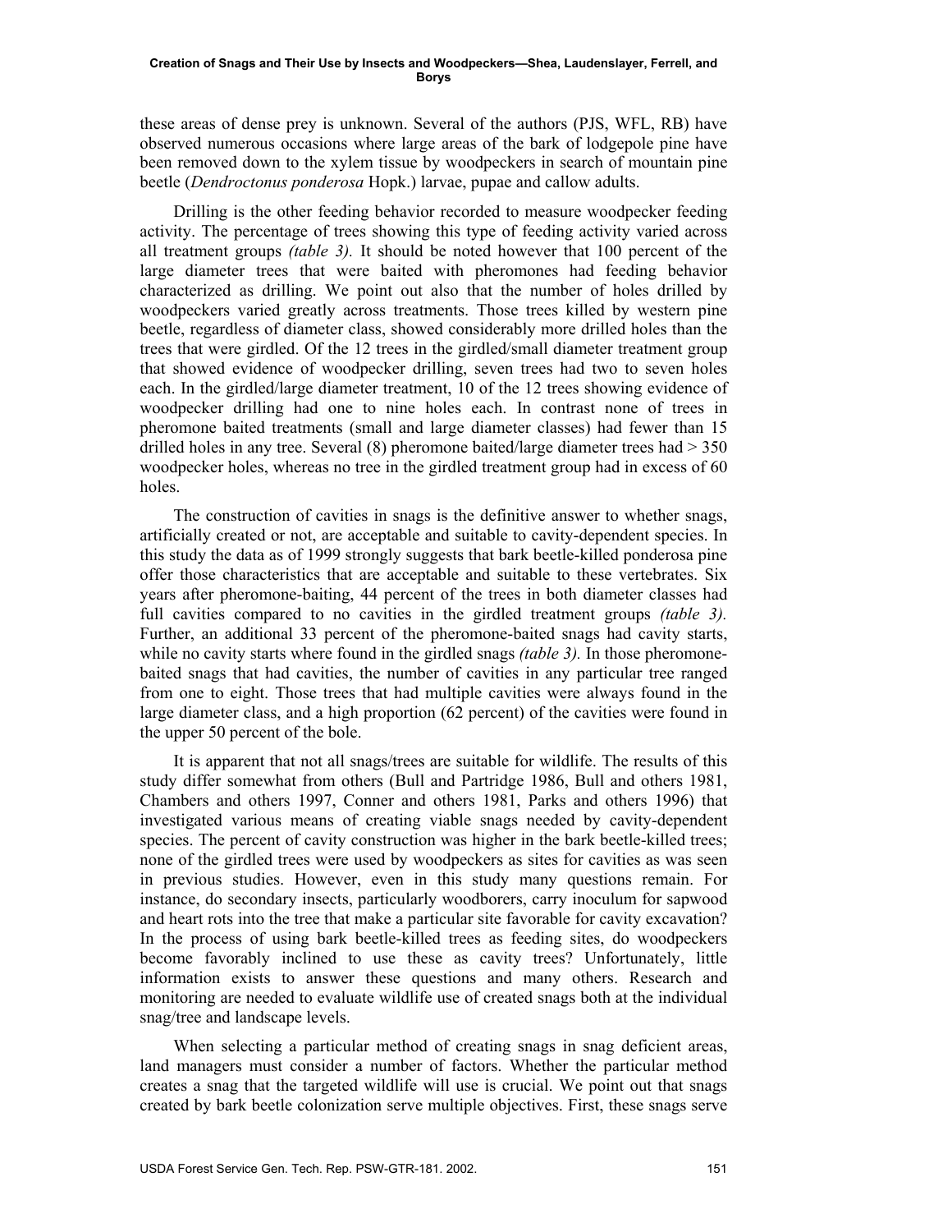these areas of dense prey is unknown. Several of the authors (PJS, WFL, RB) have observed numerous occasions where large areas of the bark of lodgepole pine have been removed down to the xylem tissue by woodpeckers in search of mountain pine beetle (*Dendroctonus ponderosa* Hopk.) larvae, pupae and callow adults.

Drilling is the other feeding behavior recorded to measure woodpecker feeding activity. The percentage of trees showing this type of feeding activity varied across all treatment groups *(table 3).* It should be noted however that 100 percent of the large diameter trees that were baited with pheromones had feeding behavior characterized as drilling. We point out also that the number of holes drilled by woodpeckers varied greatly across treatments. Those trees killed by western pine beetle, regardless of diameter class, showed considerably more drilled holes than the trees that were girdled. Of the 12 trees in the girdled/small diameter treatment group that showed evidence of woodpecker drilling, seven trees had two to seven holes each. In the girdled/large diameter treatment, 10 of the 12 trees showing evidence of woodpecker drilling had one to nine holes each. In contrast none of trees in pheromone baited treatments (small and large diameter classes) had fewer than 15 drilled holes in any tree. Several (8) pheromone baited/large diameter trees had > 350 woodpecker holes, whereas no tree in the girdled treatment group had in excess of 60 holes.

The construction of cavities in snags is the definitive answer to whether snags, artificially created or not, are acceptable and suitable to cavity-dependent species. In this study the data as of 1999 strongly suggests that bark beetle-killed ponderosa pine offer those characteristics that are acceptable and suitable to these vertebrates. Six years after pheromone-baiting, 44 percent of the trees in both diameter classes had full cavities compared to no cavities in the girdled treatment groups *(table 3).* Further, an additional 33 percent of the pheromone-baited snags had cavity starts, while no cavity starts where found in the girdled snags *(table 3).* In those pheromone-baited snags that had cavities, the number of cavities in any particular tree ranged from one to eight. Those trees that had multiple cavities were always found in the large diameter class, and a high proportion (62 percent) of the cavities were found in the upper 50 percent of the bole.

It is apparent that not all snags/trees are suitable for wildlife. The results of this study differ somewhat from others (Bull and Partridge 1986, Bull and others 1981, Chambers and others 1997, Conner and others 1981, Parks and others 1996) that investigated various means of creating viable snags needed by cavity-dependent species. The percent of cavity construction was higher in the bark beetle-killed trees; none of the girdled trees were used by woodpeckers as sites for cavities as was seen in previous studies. However, even in this study many questions remain. For instance, do secondary insects, particularly woodborers, carry inoculum for sapwood and heart rots into the tree that make a particular site favorable for cavity excavation? In the process of using bark beetle-killed trees as feeding sites, do woodpeckers become favorably inclined to use these as cavity trees? Unfortunately, little information exists to answer these questions and many others. Research and monitoring are needed to evaluate wildlife use of created snags both at the individual snag/tree and landscape levels.

When selecting a particular method of creating snags in snag deficient areas, land managers must consider a number of factors. Whether the particular method creates a snag that the targeted wildlife will use is crucial. We point out that snags created by bark beetle colonization serve multiple objectives. First, these snags serve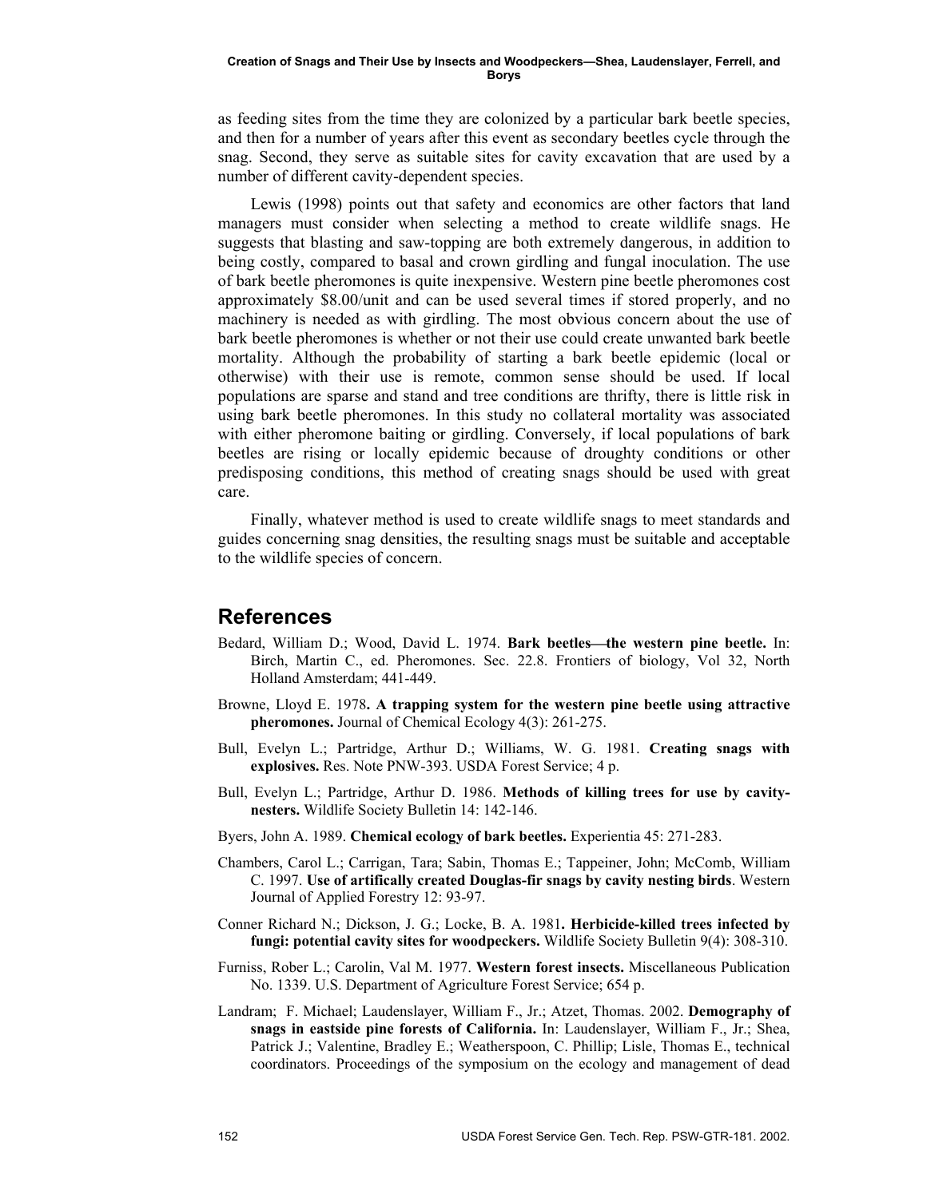as feeding sites from the time they are colonized by a particular bark beetle species, and then for a number of years after this event as secondary beetles cycle through the snag. Second, they serve as suitable sites for cavity excavation that are used by a number of different cavity-dependent species.

Lewis (1998) points out that safety and economics are other factors that land managers must consider when selecting a method to create wildlife snags. He suggests that blasting and saw-topping are both extremely dangerous, in addition to being costly, compared to basal and crown girdling and fungal inoculation. The use of bark beetle pheromones is quite inexpensive. Western pine beetle pheromones cost approximately $8.00/unit and can be used several times if stored properly, and no machinery is needed as with girdling. The most obvious concern about the use of bark beetle pheromones is whether or not their use could create unwanted bark beetle mortality. Although the probability of starting a bark beetle epidemic (local or otherwise) with their use is remote, common sense should be used. If local populations are sparse and stand and tree conditions are thrifty, there is little risk in using bark beetle pheromones. In this study no collateral mortality was associated with either pheromone baiting or girdling. Conversely, if local populations of bark beetles are rising or locally epidemic because of droughty conditions or other predisposing conditions, this method of creating snags should be used with great care.

Finally, whatever method is used to create wildlife snags to meet standards and guides concerning snag densities, the resulting snags must be suitable and acceptable to the wildlife species of concern.

## References

Bedard, William D.; Wood, David L. 1974. **Bark beetles—the western pine beetle.** In: Birch, Martin C., ed. Pheromones. Sec. 22.8. Frontiers of biology, Vol 32, North Holland Amsterdam; 441-449.

Browne, Lloyd E. 1978**. A trapping system for the western pine beetle using attractive pheromones.** Journal of Chemical Ecology 4(3): 261-275.

Bull, Evelyn L.; Partridge, Arthur D.; Williams, W. G. 1981. **Creating snags with explosives.** Res. Note PNW-393. USDA Forest Service; 4 p.

Bull, Evelyn L.; Partridge, Arthur D. 1986. **Methods of killing trees for use by cavity-nesters.** Wildlife Society Bulletin 14: 142-146.

Byers, John A. 1989. **Chemical ecology of bark beetles.** Experientia 45: 271-283.

Chambers, Carol L.; Carrigan, Tara; Sabin, Thomas E.; Tappeiner, John; McComb, William C. 1997. **Use of artifically created Douglas-fir snags by cavity nesting birds**. Western Journal of Applied Forestry 12: 93-97.

Conner Richard N.; Dickson, J. G.; Locke, B. A. 1981**. Herbicide-killed trees infected by fungi: potential cavity sites for woodpeckers.** Wildlife Society Bulletin 9(4): 308-310.

Furniss, Rober L.; Carolin, Val M. 1977. **Western forest insects.** Miscellaneous Publication No. 1339. U.S. Department of Agriculture Forest Service; 654 p.

Landram; F. Michael; Laudenslayer, William F., Jr.; Atzet, Thomas. 2002. **Demography of snags in eastside pine forests of California.** In: Laudenslayer, William F., Jr.; Shea, Patrick J.; Valentine, Bradley E.; Weatherspoon, C. Phillip; Lisle, Thomas E., technical coordinators. Proceedings of the symposium on the ecology and management of dead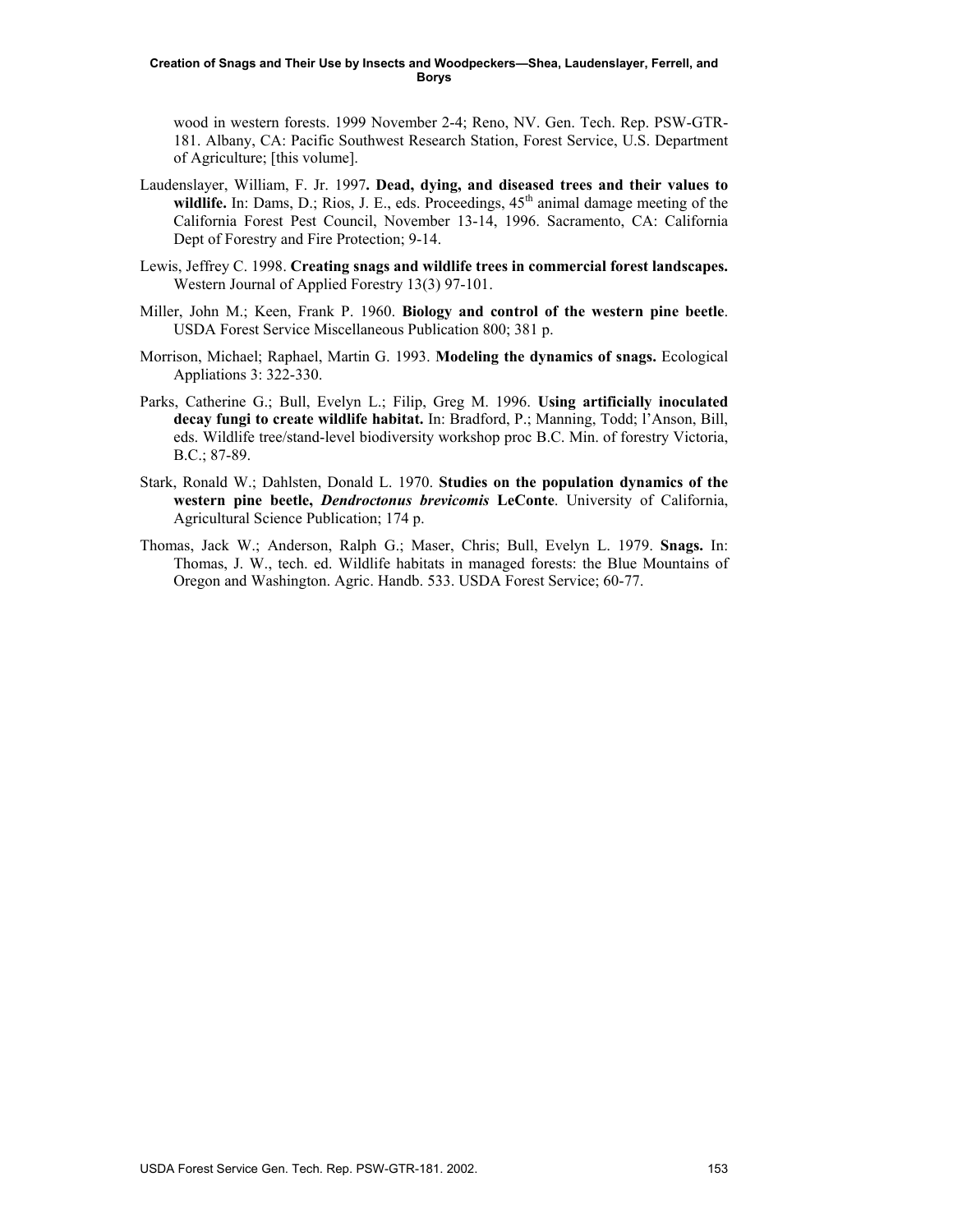wood in western forests. 1999 November 2-4; Reno, NV. Gen. Tech. Rep. PSW-GTR-181. Albany, CA: Pacific Southwest Research Station, Forest Service, U.S. Department of Agriculture; [this volume].

Laudenslayer, William, F. Jr. 1997**. Dead, dying, and diseased trees and their values to wildlife.** In: Dams, D.; Rios, J. E., eds. Proceedings, 45$^{th}$ animal damage meeting of the California Forest Pest Council, November 13-14, 1996. Sacramento, CA: California Dept of Forestry and Fire Protection; 9-14.

Lewis, Jeffrey C. 1998. **Creating snags and wildlife trees in commercial forest landscapes.** Western Journal of Applied Forestry 13(3) 97-101.

Miller, John M.; Keen, Frank P. 1960. **Biology and control of the western pine beetle**. USDA Forest Service Miscellaneous Publication 800; 381 p.

Morrison, Michael; Raphael, Martin G. 1993. **Modeling the dynamics of snags.** Ecological Appliations 3: 322-330.

Parks, Catherine G.; Bull, Evelyn L.; Filip, Greg M. 1996. **Using artificially inoculated decay fungi to create wildlife habitat.** In: Bradford, P.; Manning, Todd; l'Anson, Bill, eds. Wildlife tree/stand-level biodiversity workshop proc B.C. Min. of forestry Victoria, B.C.; 87-89.

Stark, Ronald W.; Dahlsten, Donald L. 1970. **Studies on the population dynamics of the western pine beetle, *Dendroctonus brevicomis* LeConte**. University of California, Agricultural Science Publication; 174 p.

Thomas, Jack W.; Anderson, Ralph G.; Maser, Chris; Bull, Evelyn L. 1979. **Snags.** In: Thomas, J. W., tech. ed. Wildlife habitats in managed forests: the Blue Mountains of Oregon and Washington. Agric. Handb. 533. USDA Forest Service; 60-77.